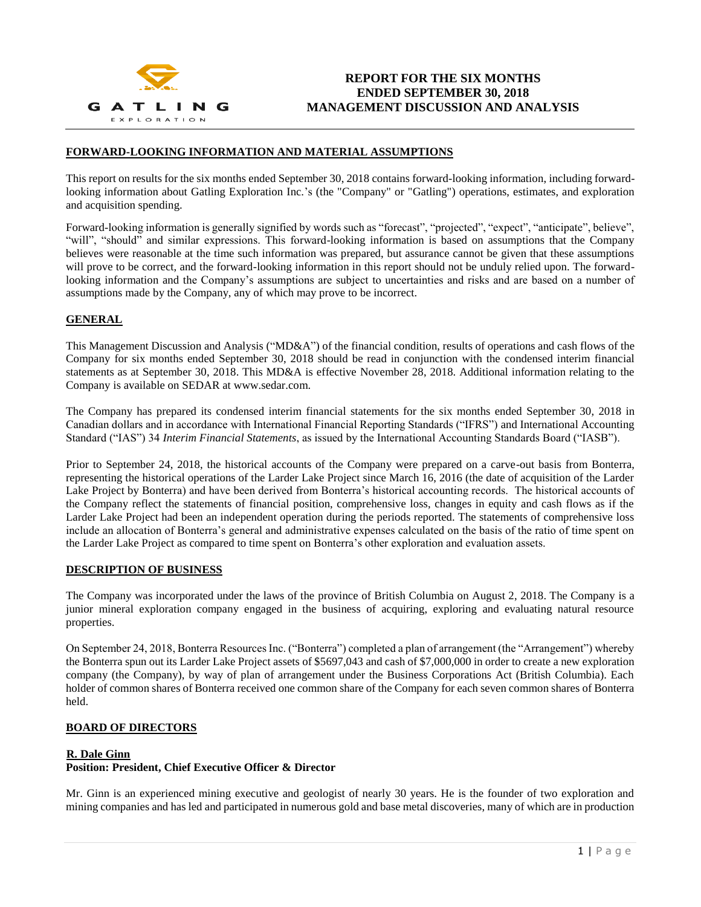# REPORT FOR THE SIX MONTHS ENDED SEPTEMBER 30, 2018 MANAGEMENT DISCUSSION AND ANALYSIS

## FORWARD-LOOKING INFORMATION AND MATERIAL ASSUMPTIONS

This report on results for the six months ended September 30, 2018 contains forward-looking information, including forward-looking information about Gatling Exploration Inc.'s (the "Company" or "Gatling") operations, estimates, and exploration and acquisition spending.

Forward-looking information is generally signified by words such as "forecast", "projected", "expect", "anticipate", believe", "will", "should" and similar expressions. This forward-looking information is based on assumptions that the Company believes were reasonable at the time such information was prepared, but assurance cannot be given that these assumptions will prove to be correct, and the forward-looking information in this report should not be unduly relied upon. The forward-looking information and the Company's assumptions are subject to uncertainties and risks and are based on a number of assumptions made by the Company, any of which may prove to be incorrect.

## GENERAL

This Management Discussion and Analysis ("MD&A") of the financial condition, results of operations and cash flows of the Company for six months ended September 30, 2018 should be read in conjunction with the condensed interim financial statements as at September 30, 2018. This MD&A is effective November 28, 2018. Additional information relating to the Company is available on SEDAR at www.sedar.com.

The Company has prepared its condensed interim financial statements for the six months ended September 30, 2018 in Canadian dollars and in accordance with International Financial Reporting Standards ("IFRS") and International Accounting Standard ("IAS") 34 *Interim Financial Statements*, as issued by the International Accounting Standards Board ("IASB").

Prior to September 24, 2018, the historical accounts of the Company were prepared on a carve-out basis from Bonterra, representing the historical operations of the Larder Lake Project since March 16, 2016 (the date of acquisition of the Larder Lake Project by Bonterra) and have been derived from Bonterra's historical accounting records. The historical accounts of the Company reflect the statements of financial position, comprehensive loss, changes in equity and cash flows as if the Larder Lake Project had been an independent operation during the periods reported. The statements of comprehensive loss include an allocation of Bonterra's general and administrative expenses calculated on the basis of the ratio of time spent on the Larder Lake Project as compared to time spent on Bonterra's other exploration and evaluation assets.

## DESCRIPTION OF BUSINESS

The Company was incorporated under the laws of the province of British Columbia on August 2, 2018. The Company is a junior mineral exploration company engaged in the business of acquiring, exploring and evaluating natural resource properties.

On September 24, 2018, Bonterra Resources Inc. ("Bonterra") completed a plan of arrangement (the "Arrangement") whereby the Bonterra spun out its Larder Lake Project assets of $5697,043 and cash of $7,000,000 in order to create a new exploration company (the Company), by way of plan of arrangement under the Business Corporations Act (British Columbia). Each holder of common shares of Bonterra received one common share of the Company for each seven common shares of Bonterra held.

## BOARD OF DIRECTORS

### R. Dale Ginn

**Position: President, Chief Executive Officer & Director**

Mr. Ginn is an experienced mining executive and geologist of nearly 30 years. He is the founder of two exploration and mining companies and has led and participated in numerous gold and base metal discoveries, many of which are in production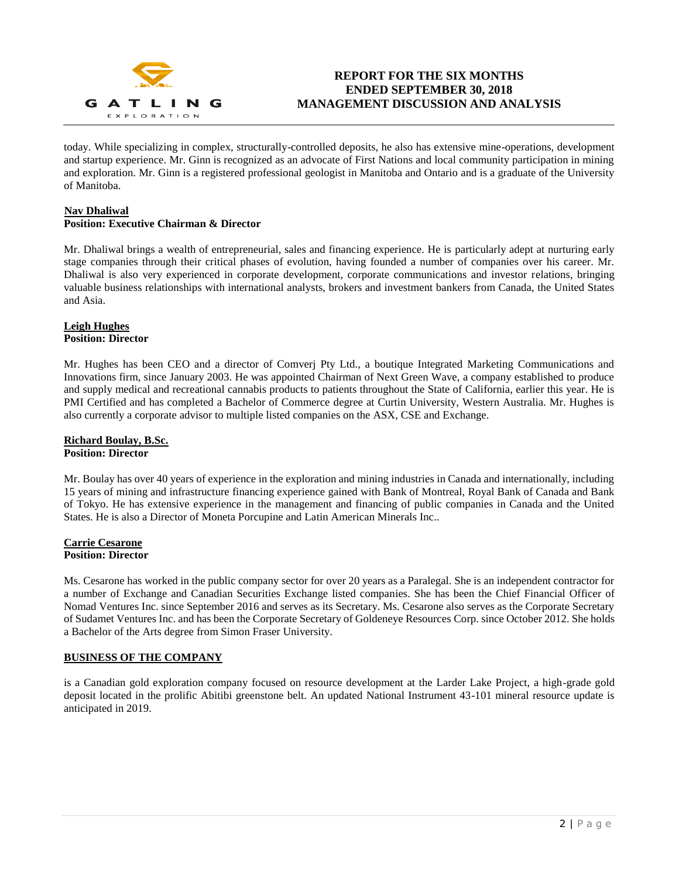today. While specializing in complex, structurally-controlled deposits, he also has extensive mine-operations, development and startup experience. Mr. Ginn is recognized as an advocate of First Nations and local community participation in mining and exploration. Mr. Ginn is a registered professional geologist in Manitoba and Ontario and is a graduate of the University of Manitoba.

**Nav Dhaliwal**
**Position: Executive Chairman & Director**

Mr. Dhaliwal brings a wealth of entrepreneurial, sales and financing experience. He is particularly adept at nurturing early stage companies through their critical phases of evolution, having founded a number of companies over his career. Mr. Dhaliwal is also very experienced in corporate development, corporate communications and investor relations, bringing valuable business relationships with international analysts, brokers and investment bankers from Canada, the United States and Asia.

**Leigh Hughes**
**Position: Director**

Mr. Hughes has been CEO and a director of Comverj Pty Ltd., a boutique Integrated Marketing Communications and Innovations firm, since January 2003. He was appointed Chairman of Next Green Wave, a company established to produce and supply medical and recreational cannabis products to patients throughout the State of California, earlier this year. He is PMI Certified and has completed a Bachelor of Commerce degree at Curtin University, Western Australia. Mr. Hughes is also currently a corporate advisor to multiple listed companies on the ASX, CSE and Exchange.

**Richard Boulay, B.Sc.**
**Position: Director**

Mr. Boulay has over 40 years of experience in the exploration and mining industries in Canada and internationally, including 15 years of mining and infrastructure financing experience gained with Bank of Montreal, Royal Bank of Canada and Bank of Tokyo. He has extensive experience in the management and financing of public companies in Canada and the United States. He is also a Director of Moneta Porcupine and Latin American Minerals Inc..

**Carrie Cesarone**
**Position: Director**

Ms. Cesarone has worked in the public company sector for over 20 years as a Paralegal. She is an independent contractor for a number of Exchange and Canadian Securities Exchange listed companies. She has been the Chief Financial Officer of Nomad Ventures Inc. since September 2016 and serves as its Secretary. Ms. Cesarone also serves as the Corporate Secretary of Sudamet Ventures Inc. and has been the Corporate Secretary of Goldeneye Resources Corp. since October 2012. She holds a Bachelor of the Arts degree from Simon Fraser University.

## BUSINESS OF THE COMPANY

is a Canadian gold exploration company focused on resource development at the Larder Lake Project, a high-grade gold deposit located in the prolific Abitibi greenstone belt. An updated National Instrument 43-101 mineral resource update is anticipated in 2019.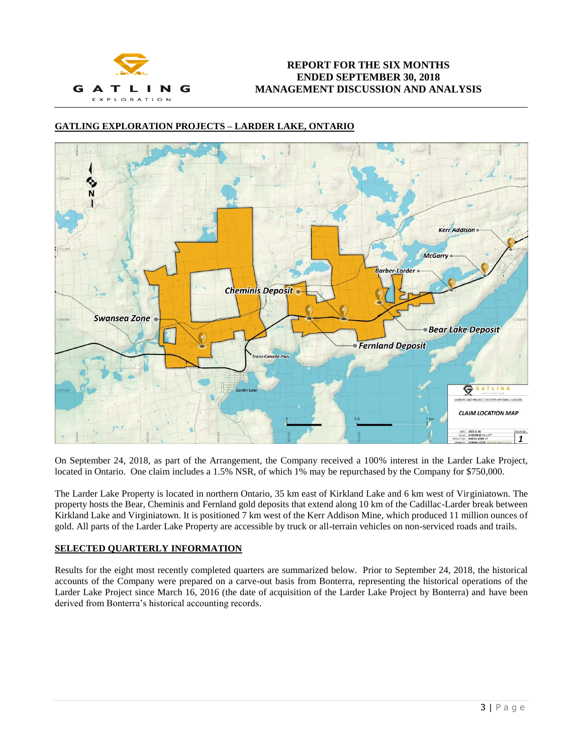## GATLING EXPLORATION PROJECTS – LARDER LAKE, ONTARIO

On September 24, 2018, as part of the Arrangement, the Company received a 100% interest in the Larder Lake Project, located in Ontario. One claim includes a 1.5% NSR, of which 1% may be repurchased by the Company for $750,000.

The Larder Lake Property is located in northern Ontario, 35 km east of Kirkland Lake and 6 km west of Virginiatown. The property hosts the Bear, Cheminis and Fernland gold deposits that extend along 10 km of the Cadillac-Larder break between Kirkland Lake and Virginiatown. It is positioned 7 km west of the Kerr Addison Mine, which produced 11 million ounces of gold. All parts of the Larder Lake Property are accessible by truck or all-terrain vehicles on non-serviced roads and trails.

## SELECTED QUARTERLY INFORMATION

Results for the eight most recently completed quarters are summarized below. Prior to September 24, 2018, the historical accounts of the Company were prepared on a carve-out basis from Bonterra, representing the historical operations of the Larder Lake Project since March 16, 2016 (the date of acquisition of the Larder Lake Project by Bonterra) and have been derived from Bonterra's historical accounting records.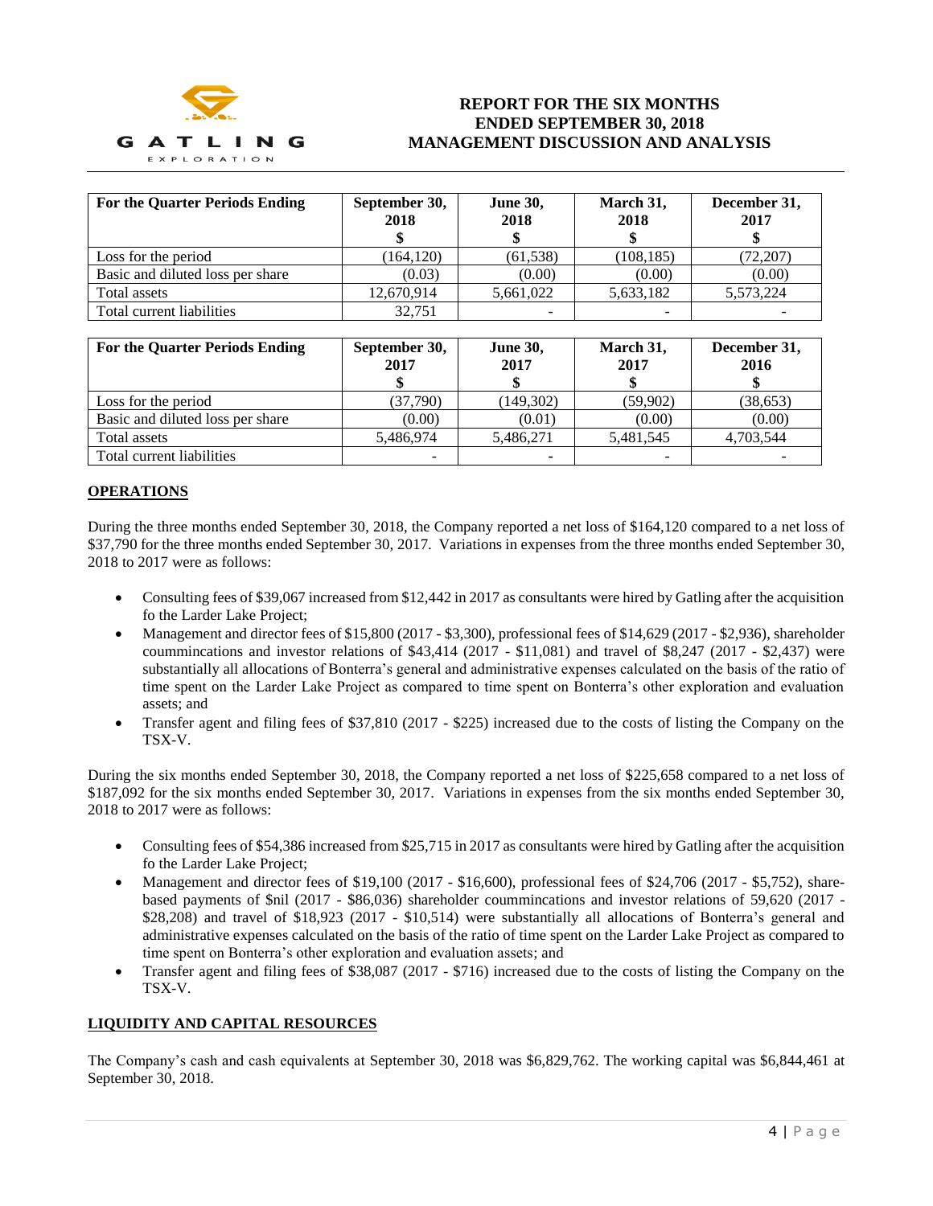| For the Quarter Periods Ending | September 30, 2018 $ | June 30, 2018 $ | March 31, 2018 $ | December 31, 2017 $ |
|---|---|---|---|---|
| Loss for the period | (164,120) | (61,538) | (108,185) | (72,207) |
| Basic and diluted loss per share | (0.03) | (0.00) | (0.00) | (0.00) |
| Total assets | 12,670,914 | 5,661,022 | 5,633,182 | 5,573,224 |
| Total current liabilities | 32,751 | - | - | - |

| For the Quarter Periods Ending | September 30, 2017 $ | June 30, 2017 $ | March 31, 2017 $ | December 31, 2016 $ |
|---|---|---|---|---|
| Loss for the period | (37,790) | (149,302) | (59,902) | (38,653) |
| Basic and diluted loss per share | (0.00) | (0.01) | (0.00) | (0.00) |
| Total assets | 5,486,974 | 5,486,271 | 5,481,545 | 4,703,544 |
| Total current liabilities | - | - | - | - |

## OPERATIONS

During the three months ended September 30, 2018, the Company reported a net loss of $164,120 compared to a net loss of $37,790 for the three months ended September 30, 2017. Variations in expenses from the three months ended September 30, 2018 to 2017 were as follows:

- Consulting fees of $39,067 increased from $12,442 in 2017 as consultants were hired by Gatling after the acquisition fo the Larder Lake Project;
- Management and director fees of $15,800 (2017 - $3,300), professional fees of $14,629 (2017 - $2,936), shareholder coummincations and investor relations of $43,414 (2017 - $11,081) and travel of $8,247 (2017 - $2,437) were substantially all allocations of Bonterra's general and administrative expenses calculated on the basis of the ratio of time spent on the Larder Lake Project as compared to time spent on Bonterra's other exploration and evaluation assets; and
- Transfer agent and filing fees of $37,810 (2017 - $225) increased due to the costs of listing the Company on the TSX-V.

During the six months ended September 30, 2018, the Company reported a net loss of $225,658 compared to a net loss of $187,092 for the six months ended September 30, 2017. Variations in expenses from the six months ended September 30, 2018 to 2017 were as follows:

- Consulting fees of $54,386 increased from $25,715 in 2017 as consultants were hired by Gatling after the acquisition fo the Larder Lake Project;
- Management and director fees of $19,100 (2017 - $16,600), professional fees of $24,706 (2017 - $5,752), share-based payments of $nil (2017 - $86,036) shareholder coummincations and investor relations of 59,620 (2017 - $28,208) and travel of $18,923 (2017 - $10,514) were substantially all allocations of Bonterra's general and administrative expenses calculated on the basis of the ratio of time spent on the Larder Lake Project as compared to time spent on Bonterra's other exploration and evaluation assets; and
- Transfer agent and filing fees of $38,087 (2017 - $716) increased due to the costs of listing the Company on the TSX-V.

## LIQUIDITY AND CAPITAL RESOURCES

The Company's cash and cash equivalents at September 30, 2018 was $6,829,762. The working capital was $6,844,461 at September 30, 2018.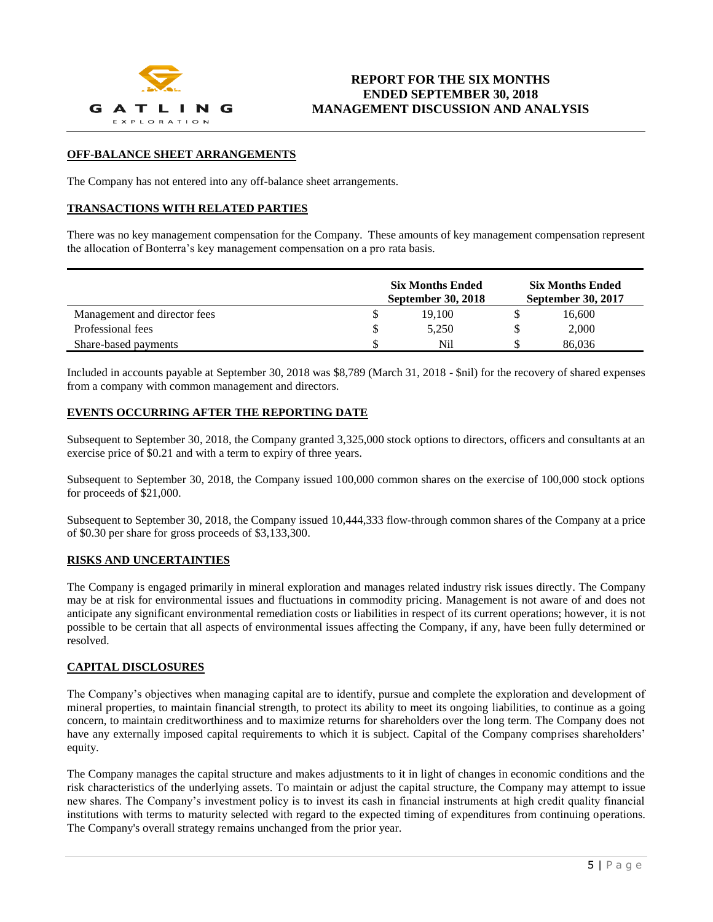## OFF-BALANCE SHEET ARRANGEMENTS

The Company has not entered into any off-balance sheet arrangements.

## TRANSACTIONS WITH RELATED PARTIES

There was no key management compensation for the Company. These amounts of key management compensation represent the allocation of Bonterra's key management compensation on a pro rata basis.

| | | Six Months Ended September 30, 2018 | | Six Months Ended September 30, 2017 |
|---|---|---|---|---|
| Management and director fees | $ | 19,100 | $ | 16,600 |
| Professional fees | $ | 5,250 | $ | 2,000 |
| Share-based payments | $ | Nil | $ | 86,036 |

Included in accounts payable at September 30, 2018 was $8,789 (March 31, 2018 - $nil) for the recovery of shared expenses from a company with common management and directors.

## EVENTS OCCURRING AFTER THE REPORTING DATE

Subsequent to September 30, 2018, the Company granted 3,325,000 stock options to directors, officers and consultants at an exercise price of $0.21 and with a term to expiry of three years.

Subsequent to September 30, 2018, the Company issued 100,000 common shares on the exercise of 100,000 stock options for proceeds of $21,000.

Subsequent to September 30, 2018, the Company issued 10,444,333 flow-through common shares of the Company at a price of $0.30 per share for gross proceeds of $3,133,300.

## RISKS AND UNCERTAINTIES

The Company is engaged primarily in mineral exploration and manages related industry risk issues directly. The Company may be at risk for environmental issues and fluctuations in commodity pricing. Management is not aware of and does not anticipate any significant environmental remediation costs or liabilities in respect of its current operations; however, it is not possible to be certain that all aspects of environmental issues affecting the Company, if any, have been fully determined or resolved.

## CAPITAL DISCLOSURES

The Company's objectives when managing capital are to identify, pursue and complete the exploration and development of mineral properties, to maintain financial strength, to protect its ability to meet its ongoing liabilities, to continue as a going concern, to maintain creditworthiness and to maximize returns for shareholders over the long term. The Company does not have any externally imposed capital requirements to which it is subject. Capital of the Company comprises shareholders' equity.

The Company manages the capital structure and makes adjustments to it in light of changes in economic conditions and the risk characteristics of the underlying assets. To maintain or adjust the capital structure, the Company may attempt to issue new shares. The Company's investment policy is to invest its cash in financial instruments at high credit quality financial institutions with terms to maturity selected with regard to the expected timing of expenditures from continuing operations. The Company's overall strategy remains unchanged from the prior year.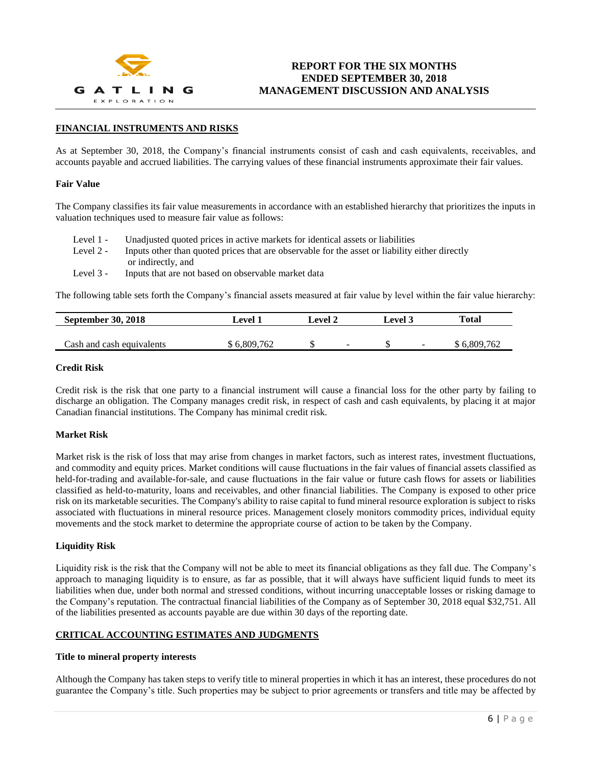## FINANCIAL INSTRUMENTS AND RISKS

As at September 30, 2018, the Company's financial instruments consist of cash and cash equivalents, receivables, and accounts payable and accrued liabilities. The carrying values of these financial instruments approximate their fair values.

### Fair Value

The Company classifies its fair value measurements in accordance with an established hierarchy that prioritizes the inputs in valuation techniques used to measure fair value as follows:

- Level 1 - Unadjusted quoted prices in active markets for identical assets or liabilities
- Level 2 - Inputs other than quoted prices that are observable for the asset or liability either directly or indirectly, and
- Level 3 - Inputs that are not based on observable market data

The following table sets forth the Company's financial assets measured at fair value by level within the fair value hierarchy:

| September 30, 2018 | Level 1 | Level 2 | Level 3 | Total |
|---|---|---|---|---|
| Cash and cash equivalents | $ 6,809,762 | $ - | $ - | $ 6,809,762 |

### Credit Risk

Credit risk is the risk that one party to a financial instrument will cause a financial loss for the other party by failing to discharge an obligation. The Company manages credit risk, in respect of cash and cash equivalents, by placing it at major Canadian financial institutions. The Company has minimal credit risk.

### Market Risk

Market risk is the risk of loss that may arise from changes in market factors, such as interest rates, investment fluctuations, and commodity and equity prices. Market conditions will cause fluctuations in the fair values of financial assets classified as held-for-trading and available-for-sale, and cause fluctuations in the fair value or future cash flows for assets or liabilities classified as held-to-maturity, loans and receivables, and other financial liabilities. The Company is exposed to other price risk on its marketable securities. The Company's ability to raise capital to fund mineral resource exploration is subject to risks associated with fluctuations in mineral resource prices. Management closely monitors commodity prices, individual equity movements and the stock market to determine the appropriate course of action to be taken by the Company.

### Liquidity Risk

Liquidity risk is the risk that the Company will not be able to meet its financial obligations as they fall due. The Company's approach to managing liquidity is to ensure, as far as possible, that it will always have sufficient liquid funds to meet its liabilities when due, under both normal and stressed conditions, without incurring unacceptable losses or risking damage to the Company's reputation. The contractual financial liabilities of the Company as of September 30, 2018 equal $32,751. All of the liabilities presented as accounts payable are due within 30 days of the reporting date.

## CRITICAL ACCOUNTING ESTIMATES AND JUDGMENTS

### Title to mineral property interests

Although the Company has taken steps to verify title to mineral properties in which it has an interest, these procedures do not guarantee the Company's title. Such properties may be subject to prior agreements or transfers and title may be affected by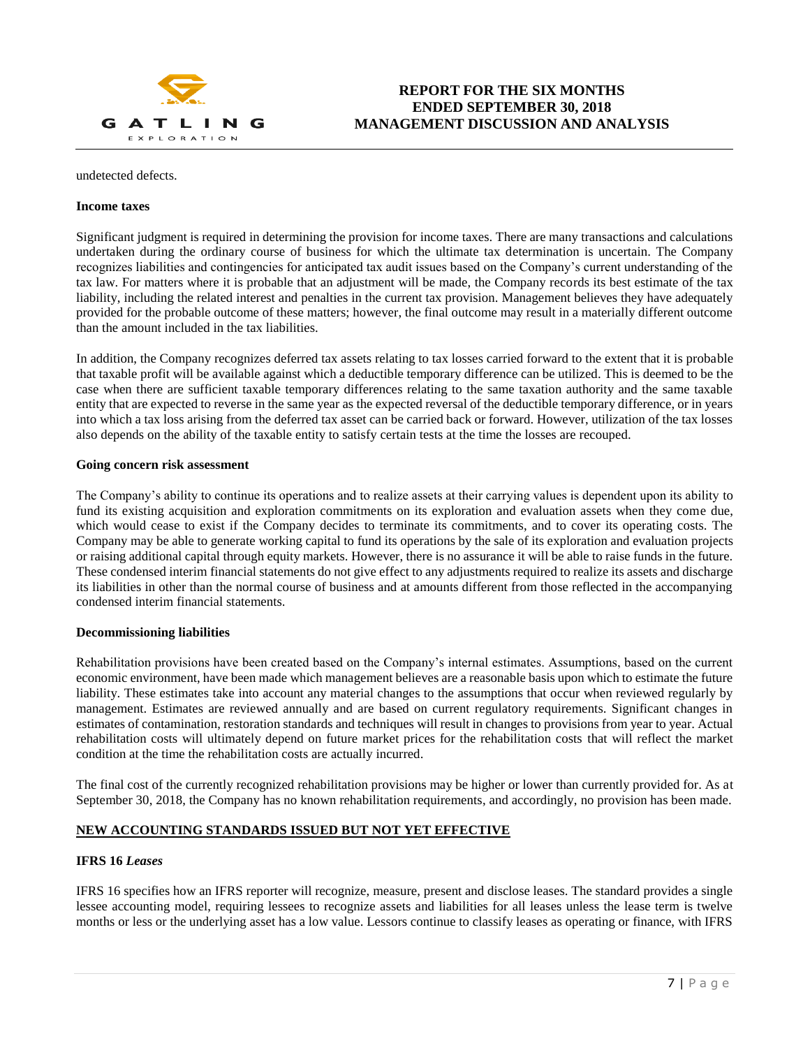undetected defects.

**Income taxes**

Significant judgment is required in determining the provision for income taxes. There are many transactions and calculations undertaken during the ordinary course of business for which the ultimate tax determination is uncertain. The Company recognizes liabilities and contingencies for anticipated tax audit issues based on the Company's current understanding of the tax law. For matters where it is probable that an adjustment will be made, the Company records its best estimate of the tax liability, including the related interest and penalties in the current tax provision. Management believes they have adequately provided for the probable outcome of these matters; however, the final outcome may result in a materially different outcome than the amount included in the tax liabilities.

In addition, the Company recognizes deferred tax assets relating to tax losses carried forward to the extent that it is probable that taxable profit will be available against which a deductible temporary difference can be utilized. This is deemed to be the case when there are sufficient taxable temporary differences relating to the same taxation authority and the same taxable entity that are expected to reverse in the same year as the expected reversal of the deductible temporary difference, or in years into which a tax loss arising from the deferred tax asset can be carried back or forward. However, utilization of the tax losses also depends on the ability of the taxable entity to satisfy certain tests at the time the losses are recouped.

**Going concern risk assessment**

The Company's ability to continue its operations and to realize assets at their carrying values is dependent upon its ability to fund its existing acquisition and exploration commitments on its exploration and evaluation assets when they come due, which would cease to exist if the Company decides to terminate its commitments, and to cover its operating costs. The Company may be able to generate working capital to fund its operations by the sale of its exploration and evaluation projects or raising additional capital through equity markets. However, there is no assurance it will be able to raise funds in the future. These condensed interim financial statements do not give effect to any adjustments required to realize its assets and discharge its liabilities in other than the normal course of business and at amounts different from those reflected in the accompanying condensed interim financial statements.

**Decommissioning liabilities**

Rehabilitation provisions have been created based on the Company's internal estimates. Assumptions, based on the current economic environment, have been made which management believes are a reasonable basis upon which to estimate the future liability. These estimates take into account any material changes to the assumptions that occur when reviewed regularly by management. Estimates are reviewed annually and are based on current regulatory requirements. Significant changes in estimates of contamination, restoration standards and techniques will result in changes to provisions from year to year. Actual rehabilitation costs will ultimately depend on future market prices for the rehabilitation costs that will reflect the market condition at the time the rehabilitation costs are actually incurred.

The final cost of the currently recognized rehabilitation provisions may be higher or lower than currently provided for. As at September 30, 2018, the Company has no known rehabilitation requirements, and accordingly, no provision has been made.

## NEW ACCOUNTING STANDARDS ISSUED BUT NOT YET EFFECTIVE

**IFRS 16 *Leases***

IFRS 16 specifies how an IFRS reporter will recognize, measure, present and disclose leases. The standard provides a single lessee accounting model, requiring lessees to recognize assets and liabilities for all leases unless the lease term is twelve months or less or the underlying asset has a low value. Lessors continue to classify leases as operating or finance, with IFRS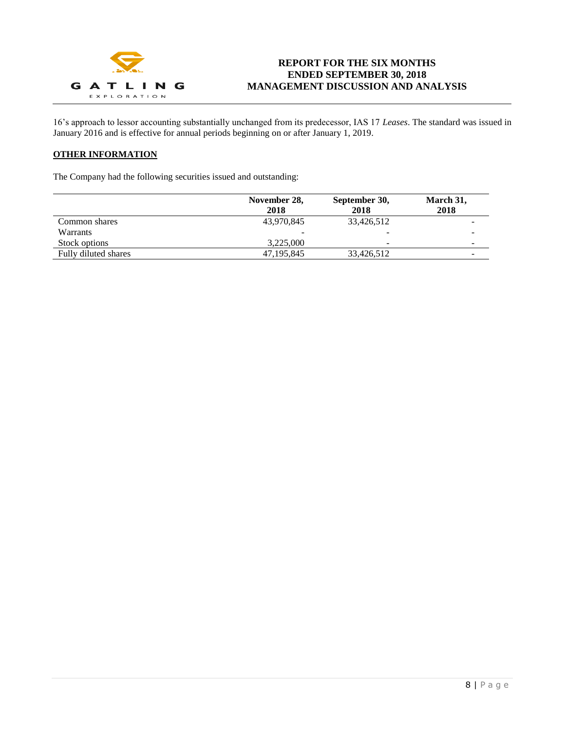16's approach to lessor accounting substantially unchanged from its predecessor, IAS 17 *Leases*. The standard was issued in January 2016 and is effective for annual periods beginning on or after January 1, 2019.

## OTHER INFORMATION

The Company had the following securities issued and outstanding:

| | November 28, 2018 | September 30, 2018 | March 31, 2018 |
|---|---|---|---|
| Common shares | 43,970,845 | 33,426,512 | - |
| Warrants | - | - | - |
| Stock options | 3,225,000 | - | - |
| Fully diluted shares | 47,195,845 | 33,426,512 | - |